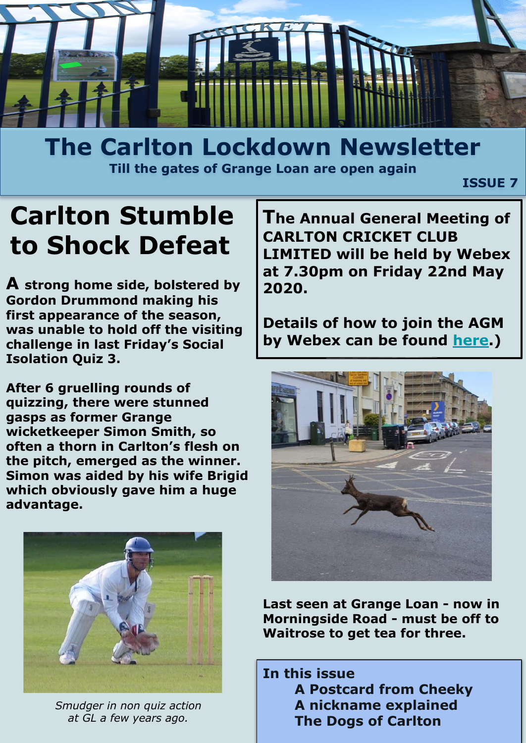# The Carlton Lockdown Newsletter

**Till the gates of Grange Loan are open again**

**ISSUE 7**

## Carlton Stumble to Shock Defeat

**A strong home side, bolstered by Gordon Drummond making his first appearance of the season, was unable to hold off the visiting challenge in last Friday's Social Isolation Quiz 3.**

**After 6 gruelling rounds of quizzing, there were stunned gasps as former Grange wicketkeeper Simon Smith, so often a thorn in Carlton's flesh on the pitch, emerged as the winner. Simon was aided by his wife Brigid which obviously gave him a huge advantage.**

*Smudger in non quiz action at GL a few years ago.*

**The Annual General Meeting of CARLTON CRICKET CLUB LIMITED will be held by Webex at 7.30pm on Friday 22nd May 2020.**

**Details of how to join the AGM by Webex can be found here.)**

**Last seen at Grange Loan - now in Morningside Road - must be off to Waitrose to get tea for three.**

**In this issue**

- **A Postcard from Cheeky**
- **A nickname explained**
- **The Dogs of Carlton**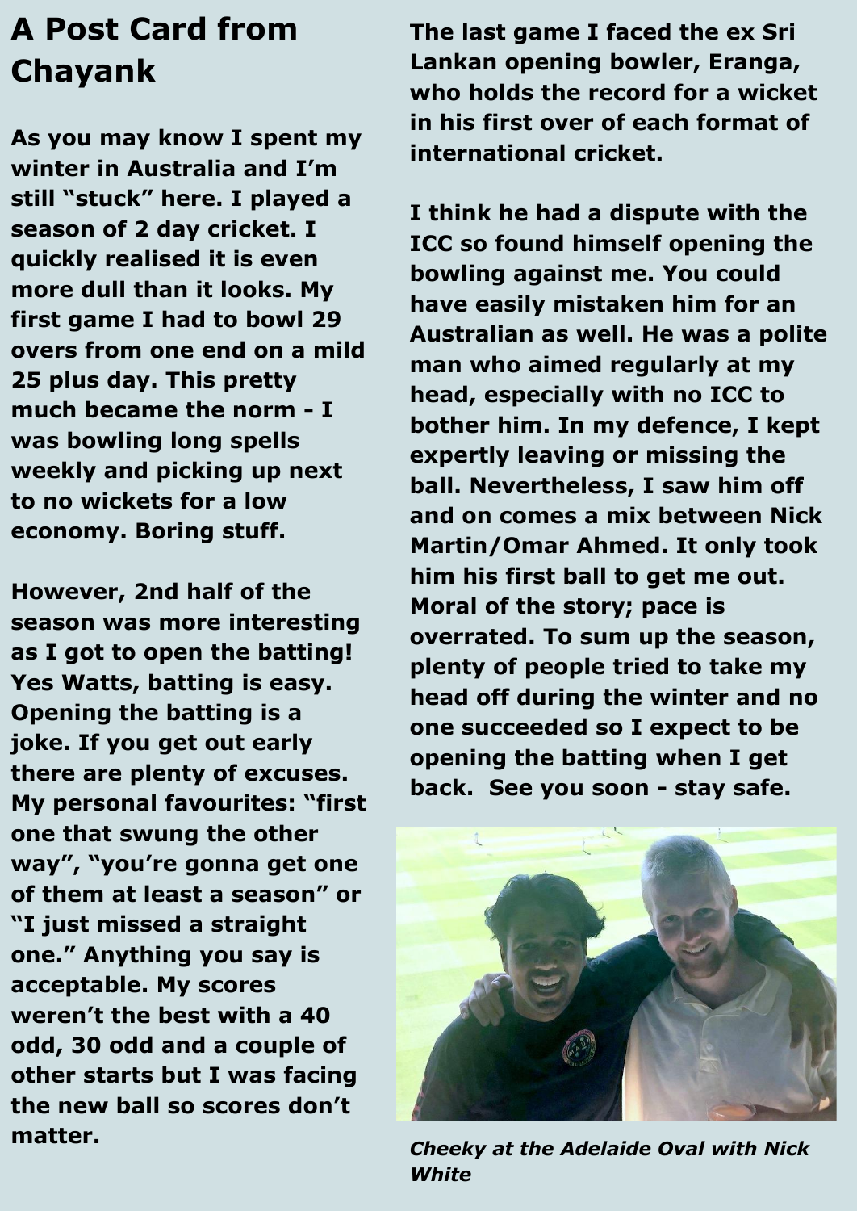# A Post Card from Chayank

**As you may know I spent my winter in Australia and I'm still "stuck" here. I played a season of 2 day cricket. I quickly realised it is even more dull than it looks. My first game I had to bowl 29 overs from one end on a mild 25 plus day. This pretty much became the norm - I was bowling long spells weekly and picking up next to no wickets for a low economy. Boring stuff.**

**However, 2nd half of the season was more interesting as I got to open the batting! Yes Watts, batting is easy. Opening the batting is a joke. If you get out early there are plenty of excuses. My personal favourites: "first one that swung the other way", "you're gonna get one of them at least a season" or "I just missed a straight one." Anything you say is acceptable. My scores weren't the best with a 40 odd, 30 odd and a couple of other starts but I was facing the new ball so scores don't matter.**

**The last game I faced the ex Sri Lankan opening bowler, Eranga, who holds the record for a wicket in his first over of each format of international cricket.**

**I think he had a dispute with the ICC so found himself opening the bowling against me. You could have easily mistaken him for an Australian as well. He was a polite man who aimed regularly at my head, especially with no ICC to bother him. In my defence, I kept expertly leaving or missing the ball. Nevertheless, I saw him off and on comes a mix between Nick Martin/Omar Ahmed. It only took him his first ball to get me out. Moral of the story; pace is overrated. To sum up the season, plenty of people tried to take my head off during the winter and no one succeeded so I expect to be opening the batting when I get back. See you soon - stay safe.**

***Cheeky at the Adelaide Oval with Nick White***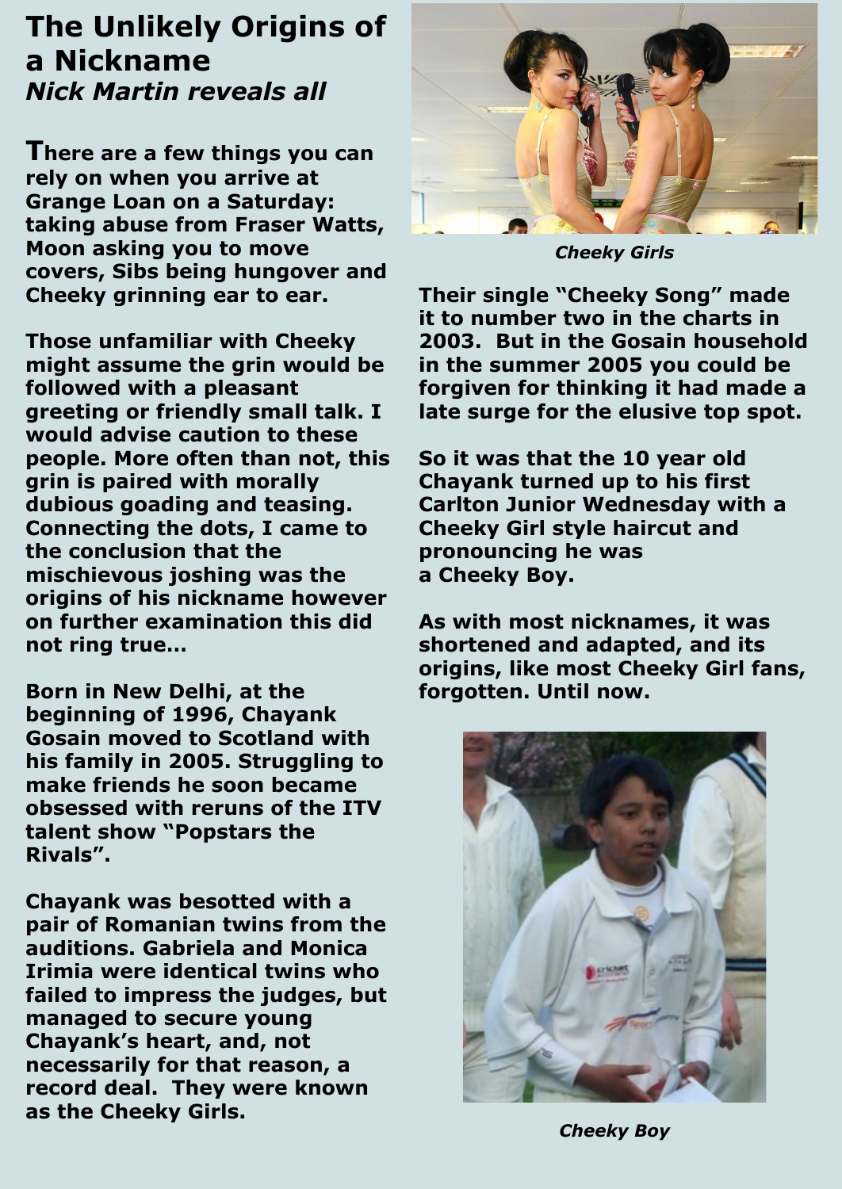# The Unlikely Origins of a Nickname

*Nick Martin reveals all*

**There are a few things you can rely on when you arrive at Grange Loan on a Saturday: taking abuse from Fraser Watts, Moon asking you to move covers, Sibs being hungover and Cheeky grinning ear to ear.**

**Those unfamiliar with Cheeky might assume the grin would be followed with a pleasant greeting or friendly small talk. I would advise caution to these people. More often than not, this grin is paired with morally dubious goading and teasing. Connecting the dots, I came to the conclusion that the mischievous joshing was the origins of his nickname however on further examination this did not ring true…**

**Born in New Delhi, at the beginning of 1996, Chayank Gosain moved to Scotland with his family in 2005. Struggling to make friends he soon became obsessed with reruns of the ITV talent show "Popstars the Rivals".**

**Chayank was besotted with a pair of Romanian twins from the auditions. Gabriela and Monica Irimia were identical twins who failed to impress the judges, but managed to secure young Chayank's heart, and, not necessarily for that reason, a record deal. They were known as the Cheeky Girls.**

***Cheeky Girls***

**Their single "Cheeky Song" made it to number two in the charts in 2003. But in the Gosain household in the summer 2005 you could be forgiven for thinking it had made a late surge for the elusive top spot.**

**So it was that the 10 year old Chayank turned up to his first Carlton Junior Wednesday with a Cheeky Girl style haircut and pronouncing he was a Cheeky Boy.**

**As with most nicknames, it was shortened and adapted, and its origins, like most Cheeky Girl fans, forgotten. Until now.**

***Cheeky Boy***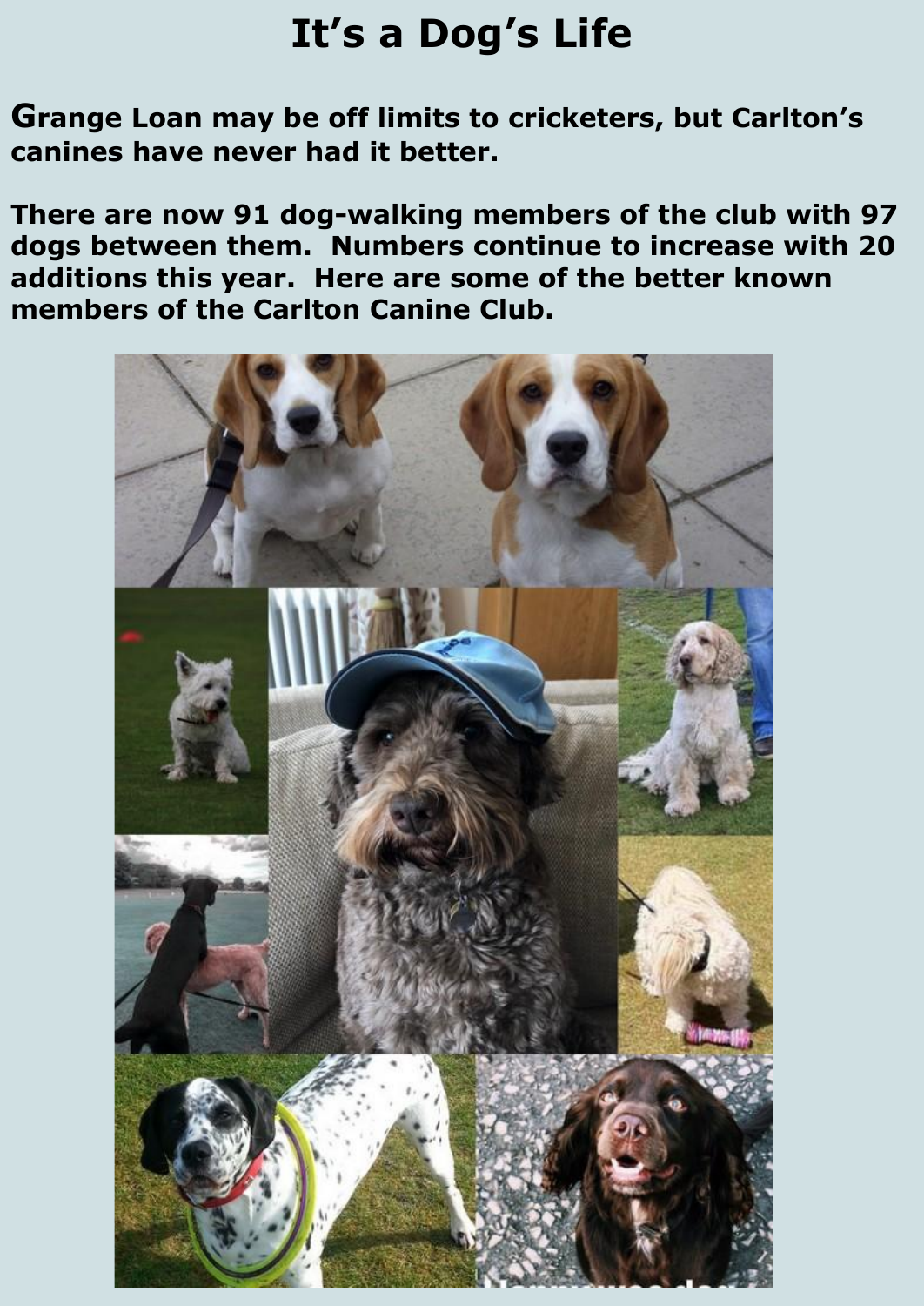# It's a Dog's Life

**Grange Loan may be off limits to cricketers, but Carlton's canines have never had it better.**

**There are now 91 dog-walking members of the club with 97 dogs between them. Numbers continue to increase with 20 additions this year. Here are some of the better known members of the Carlton Canine Club.**